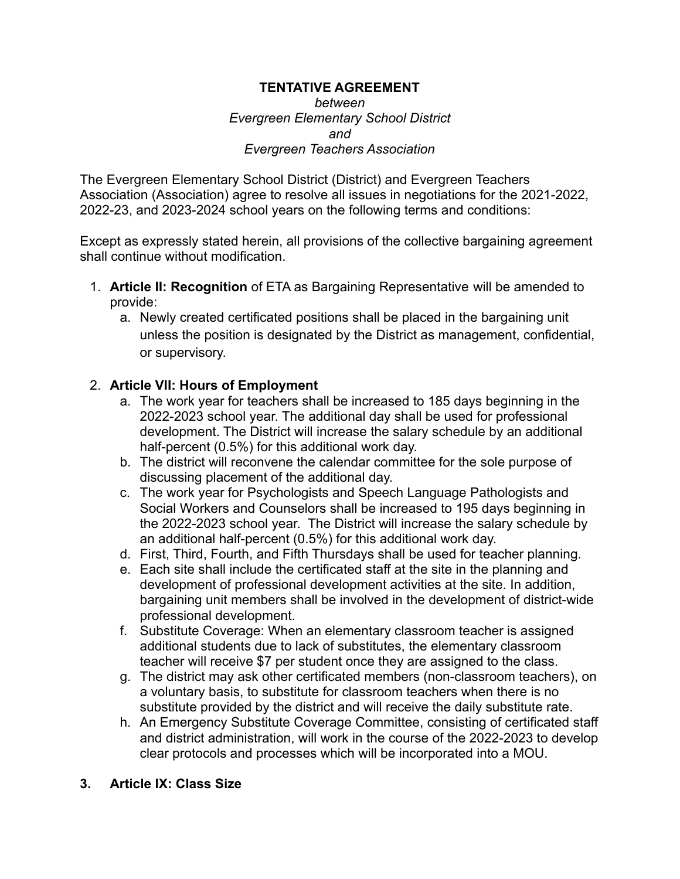**TENTATIVE AGREEMENT**

*between*

*Evergreen Elementary School District*

*and*

*Evergreen Teachers Association*

The Evergreen Elementary School District (District) and Evergreen Teachers Association (Association) agree to resolve all issues in negotiations for the 2021-2022, 2022-23, and 2023-2024 school years on the following terms and conditions:

Except as expressly stated herein, all provisions of the collective bargaining agreement shall continue without modification.

1. **Article II: Recognition** of ETA as Bargaining Representative will be amended to provide:
   a. Newly created certificated positions shall be placed in the bargaining unit unless the position is designated by the District as management, confidential, or supervisory.

2. **Article VII: Hours of Employment**
   a. The work year for teachers shall be increased to 185 days beginning in the 2022-2023 school year. The additional day shall be used for professional development. The District will increase the salary schedule by an additional half-percent (0.5%) for this additional work day.
   b. The district will reconvene the calendar committee for the sole purpose of discussing placement of the additional day.
   c. The work year for Psychologists and Speech Language Pathologists and Social Workers and Counselors shall be increased to 195 days beginning in the 2022-2023 school year. The District will increase the salary schedule by an additional half-percent (0.5%) for this additional work day.
   d. First, Third, Fourth, and Fifth Thursdays shall be used for teacher planning.
   e. Each site shall include the certificated staff at the site in the planning and development of professional development activities at the site. In addition, bargaining unit members shall be involved in the development of district-wide professional development.
   f. Substitute Coverage: When an elementary classroom teacher is assigned additional students due to lack of substitutes, the elementary classroom teacher will receive $7 per student once they are assigned to the class.
   g. The district may ask other certificated members (non-classroom teachers), on a voluntary basis, to substitute for classroom teachers when there is no substitute provided by the district and will receive the daily substitute rate.
   h. An Emergency Substitute Coverage Committee, consisting of certificated staff and district administration, will work in the course of the 2022-2023 to develop clear protocols and processes which will be incorporated into a MOU.

3. **Article IX: Class Size**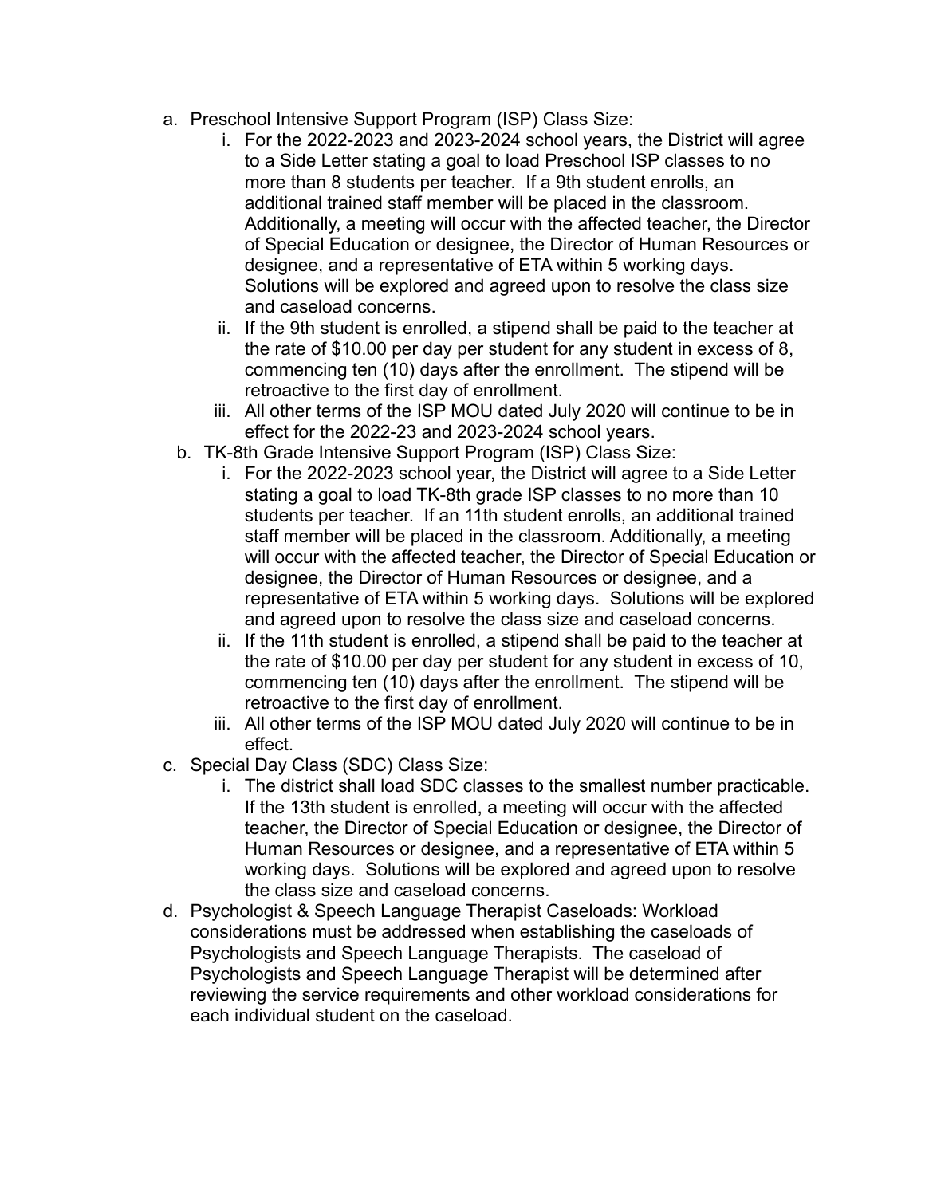a. Preschool Intensive Support Program (ISP) Class Size:
    i. For the 2022-2023 and 2023-2024 school years, the District will agree to a Side Letter stating a goal to load Preschool ISP classes to no more than 8 students per teacher. If a 9th student enrolls, an additional trained staff member will be placed in the classroom. Additionally, a meeting will occur with the affected teacher, the Director of Special Education or designee, the Director of Human Resources or designee, and a representative of ETA within 5 working days. Solutions will be explored and agreed upon to resolve the class size and caseload concerns.
    ii. If the 9th student is enrolled, a stipend shall be paid to the teacher at the rate of $10.00 per day per student for any student in excess of 8, commencing ten (10) days after the enrollment. The stipend will be retroactive to the first day of enrollment.
    iii. All other terms of the ISP MOU dated July 2020 will continue to be in effect for the 2022-23 and 2023-2024 school years.

b. TK-8th Grade Intensive Support Program (ISP) Class Size:
    i. For the 2022-2023 school year, the District will agree to a Side Letter stating a goal to load TK-8th grade ISP classes to no more than 10 students per teacher. If an 11th student enrolls, an additional trained staff member will be placed in the classroom. Additionally, a meeting will occur with the affected teacher, the Director of Special Education or designee, the Director of Human Resources or designee, and a representative of ETA within 5 working days. Solutions will be explored and agreed upon to resolve the class size and caseload concerns.
    ii. If the 11th student is enrolled, a stipend shall be paid to the teacher at the rate of $10.00 per day per student for any student in excess of 10, commencing ten (10) days after the enrollment. The stipend will be retroactive to the first day of enrollment.
    iii. All other terms of the ISP MOU dated July 2020 will continue to be in effect.

c. Special Day Class (SDC) Class Size:
    i. The district shall load SDC classes to the smallest number practicable. If the 13th student is enrolled, a meeting will occur with the affected teacher, the Director of Special Education or designee, the Director of Human Resources or designee, and a representative of ETA within 5 working days. Solutions will be explored and agreed upon to resolve the class size and caseload concerns.

d. Psychologist & Speech Language Therapist Caseloads: Workload considerations must be addressed when establishing the caseloads of Psychologists and Speech Language Therapists. The caseload of Psychologists and Speech Language Therapist will be determined after reviewing the service requirements and other workload considerations for each individual student on the caseload.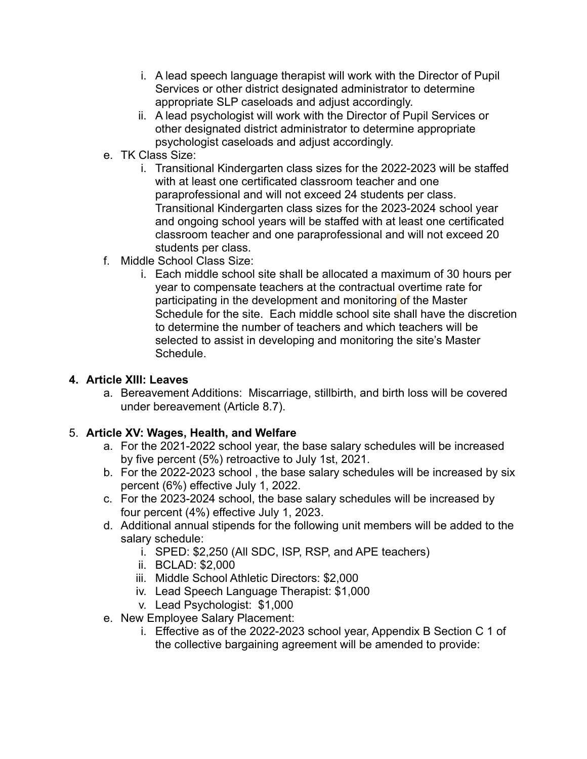i. A lead speech language therapist will work with the Director of Pupil Services or other district designated administrator to determine appropriate SLP caseloads and adjust accordingly.
   ii. A lead psychologist will work with the Director of Pupil Services or other designated district administrator to determine appropriate psychologist caseloads and adjust accordingly.

e. TK Class Size:
   i. Transitional Kindergarten class sizes for the 2022-2023 will be staffed with at least one certificated classroom teacher and one paraprofessional and will not exceed 24 students per class. Transitional Kindergarten class sizes for the 2023-2024 school year and ongoing school years will be staffed with at least one certificated classroom teacher and one paraprofessional and will not exceed 20 students per class.

f. Middle School Class Size:
   i. Each middle school site shall be allocated a maximum of 30 hours per year to compensate teachers at the contractual overtime rate for participating in the development and monitoring of the Master Schedule for the site. Each middle school site shall have the discretion to determine the number of teachers and which teachers will be selected to assist in developing and monitoring the site's Master Schedule.

4. **Article XIII: Leaves**
   a. Bereavement Additions: Miscarriage, stillbirth, and birth loss will be covered under bereavement (Article 8.7).

5. **Article XV: Wages, Health, and Welfare**
   a. For the 2021-2022 school year, the base salary schedules will be increased by five percent (5%) retroactive to July 1st, 2021.
   b. For the 2022-2023 school , the base salary schedules will be increased by six percent (6%) effective July 1, 2022.
   c. For the 2023-2024 school, the base salary schedules will be increased by four percent (4%) effective July 1, 2023.
   d. Additional annual stipends for the following unit members will be added to the salary schedule:
      i. SPED: $2,250 (All SDC, ISP, RSP, and APE teachers)
      ii. BCLAD: $2,000
      iii. Middle School Athletic Directors: $2,000
      iv. Lead Speech Language Therapist: $1,000
      v. Lead Psychologist: $1,000
   e. New Employee Salary Placement:
      i. Effective as of the 2022-2023 school year, Appendix B Section C 1 of the collective bargaining agreement will be amended to provide: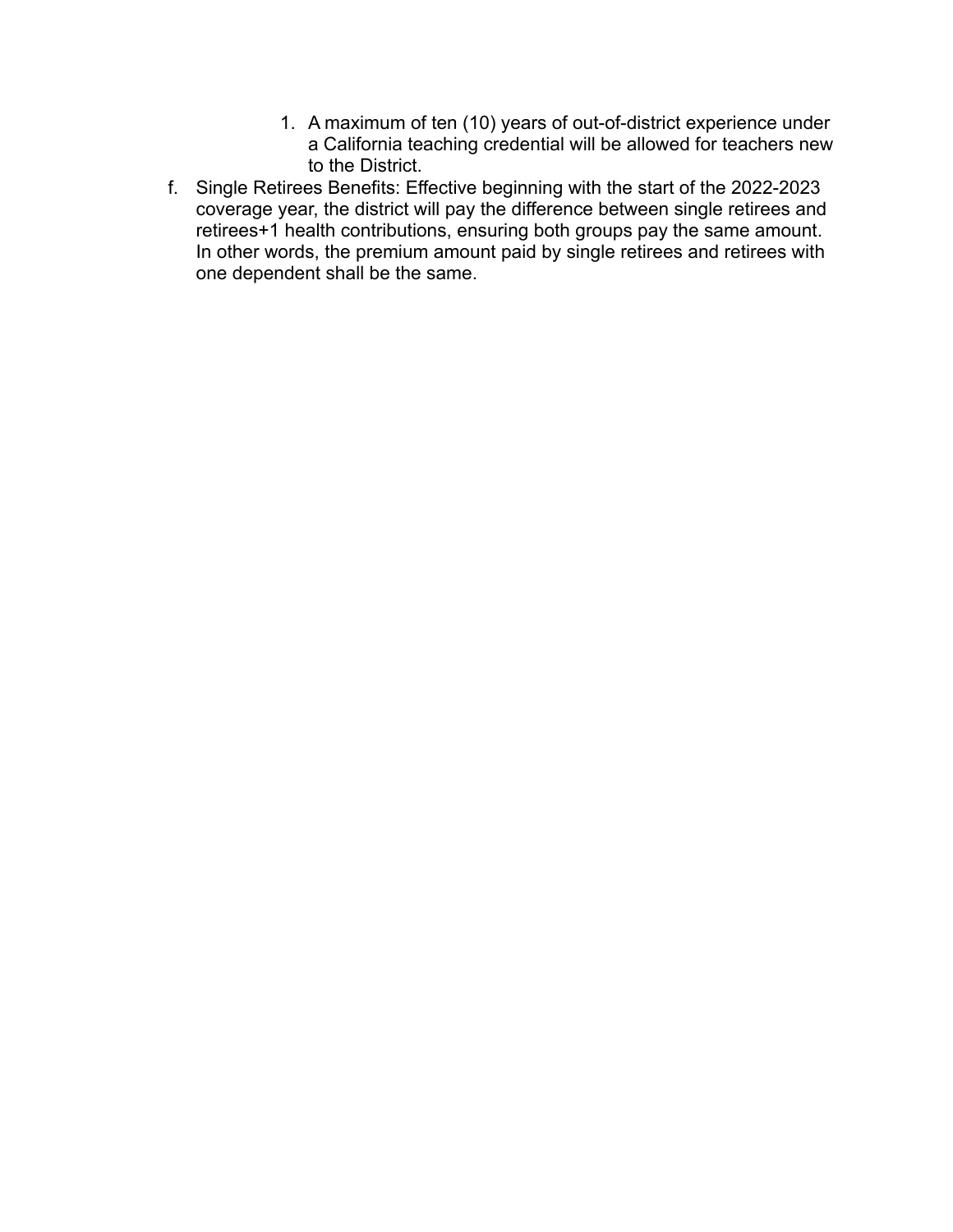1. A maximum of ten (10) years of out-of-district experience under a California teaching credential will be allowed for teachers new to the District.

f. Single Retirees Benefits: Effective beginning with the start of the 2022-2023 coverage year, the district will pay the difference between single retirees and retirees+1 health contributions, ensuring both groups pay the same amount. In other words, the premium amount paid by single retirees and retirees with one dependent shall be the same.